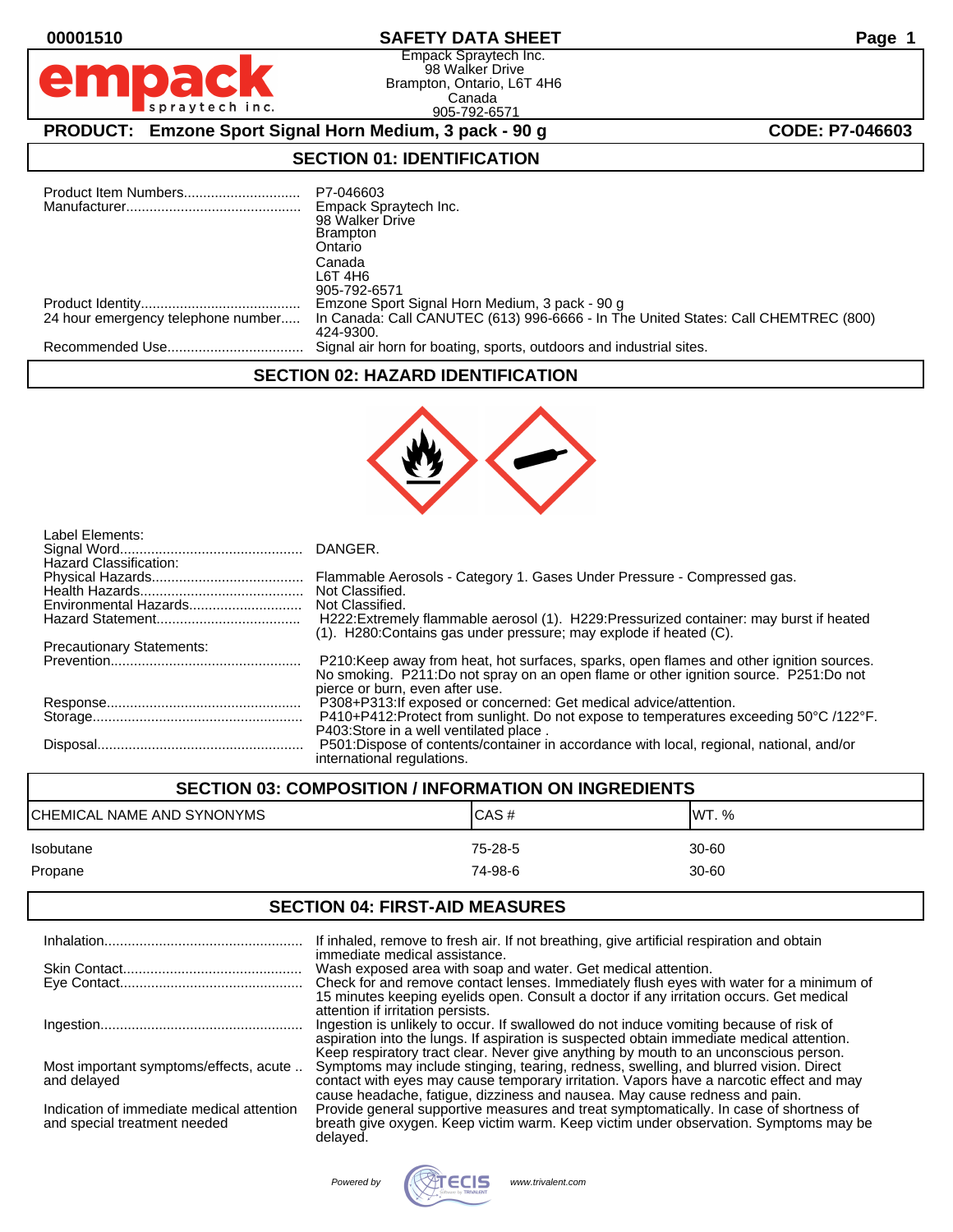00001510

# SAFETY DATA SHEET

Empack Spraytech Inc.
98 Walker Drive
Brampton, Ontario, L6T 4H6
Canada
905-792-6571

**PRODUCT: Emzone Sport Signal Horn Medium, 3 pack - 90 g** **CODE: P7-046603**

## SECTION 01: IDENTIFICATION

| | |
|---|---|
| Product Item Numbers | P7-046603 |
| Manufacturer | Empack Spraytech Inc.<br>98 Walker Drive<br>Brampton<br>Ontario<br>Canada<br>L6T 4H6<br>905-792-6571 |
| Product Identity | Emzone Sport Signal Horn Medium, 3 pack - 90 g |
| 24 hour emergency telephone number | In Canada: Call CANUTEC (613) 996-6666 - In The United States: Call CHEMTREC (800) 424-9300. |
| Recommended Use | Signal air horn for boating, sports, outdoors and industrial sites. |

## SECTION 02: HAZARD IDENTIFICATION

Label Elements:

| | |
|---|---|
| Signal Word | DANGER. |

Hazard Classification:

| | |
|---|---|
| Physical Hazards | Flammable Aerosols - Category 1. Gases Under Pressure - Compressed gas. |
| Health Hazards | Not Classified. |
| Environmental Hazards | Not Classified. |
| Hazard Statement | H222:Extremely flammable aerosol (1). H229:Pressurized container: may burst if heated (1). H280:Contains gas under pressure; may explode if heated (C). |

Precautionary Statements:

| | |
|---|---|
| Prevention | P210:Keep away from heat, hot surfaces, sparks, open flames and other ignition sources. No smoking. P211:Do not spray on an open flame or other ignition source. P251:Do not pierce or burn, even after use. |
| Response | P308+P313:If exposed or concerned: Get medical advice/attention. |
| Storage | P410+P412:Protect from sunlight. Do not expose to temperatures exceeding 50°C /122°F. P403:Store in a well ventilated place . |
| Disposal | P501:Dispose of contents/container in accordance with local, regional, national, and/or international regulations. |

## SECTION 03: COMPOSITION / INFORMATION ON INGREDIENTS

| CHEMICAL NAME AND SYNONYMS | CAS # | WT. % |
|---|---|---|
| Isobutane | 75-28-5 | 30-60 |
| Propane | 74-98-6 | 30-60 |

## SECTION 04: FIRST-AID MEASURES

| | |
|---|---|
| Inhalation | If inhaled, remove to fresh air. If not breathing, give artificial respiration and obtain immediate medical assistance. |
| Skin Contact | Wash exposed area with soap and water. Get medical attention. |
| Eye Contact | Check for and remove contact lenses. Immediately flush eyes with water for a minimum of 15 minutes keeping eyelids open. Consult a doctor if any irritation occurs. Get medical attention if irritation persists. |
| Ingestion | Ingestion is unlikely to occur. If swallowed do not induce vomiting because of risk of aspiration into the lungs. If aspiration is suspected obtain immediate medical attention. Keep respiratory tract clear. Never give anything by mouth to an unconscious person. |
| Most important symptoms/effects, acute and delayed | Symptoms may include stinging, tearing, redness, swelling, and blurred vision. Direct contact with eyes may cause temporary irritation. Vapors have a narcotic effect and may cause headache, fatigue, dizziness and nausea. May cause redness and pain. |
| Indication of immediate medical attention and special treatment needed | Provide general supportive measures and treat symptomatically. In case of shortness of breath give oxygen. Keep victim warm. Keep victim under observation. Symptoms may be delayed. |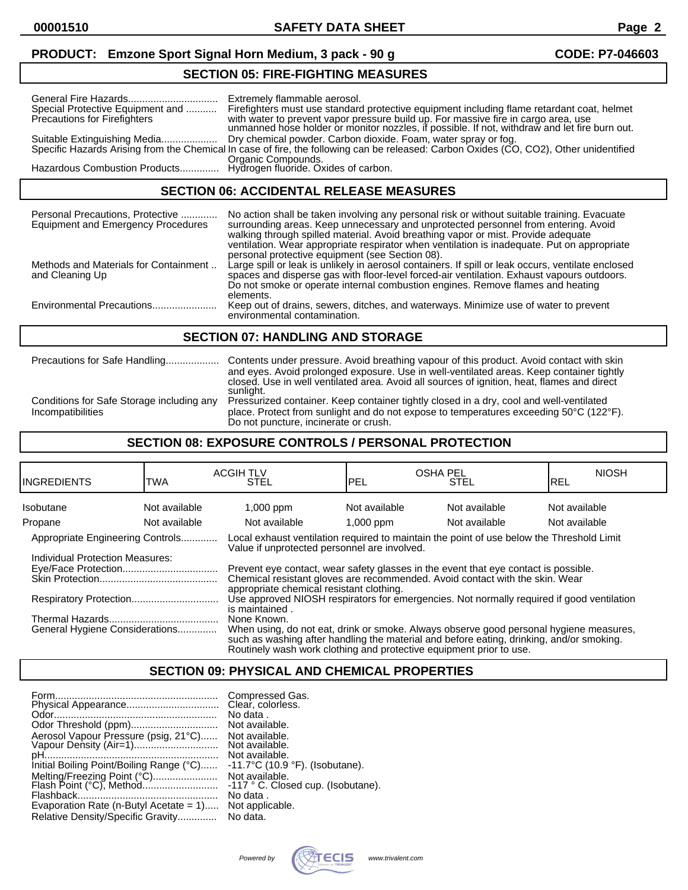**PRODUCT: Emzone Sport Signal Horn Medium, 3 pack - 90 g** **CODE: P7-046603**

## SECTION 05: FIRE-FIGHTING MEASURES

| | |
|---|---|
| General Fire Hazards | Extremely flammable aerosol. |
| Special Protective Equipment and Precautions for Firefighters | Firefighters must use standard protective equipment including flame retardant coat, helmet with water to prevent vapor pressure build up. For massive fire in cargo area, use unmanned hose holder or monitor nozzles, if possible. If not, withdraw and let fire burn out. |
| Suitable Extinguishing Media | Dry chemical powder. Carbon dioxide. Foam, water spray or fog. |
| Specific Hazards Arising from the Chemical | In case of fire, the following can be released: Carbon Oxides (CO, CO2), Other unidentified Organic Compounds. |
| Hazardous Combustion Products | Hydrogen fluoride. Oxides of carbon. |

## SECTION 06: ACCIDENTAL RELEASE MEASURES

| | |
|---|---|
| Personal Precautions, Protective Equipment and Emergency Procedures | No action shall be taken involving any personal risk or without suitable training. Evacuate surrounding areas. Keep unnecessary and unprotected personnel from entering. Avoid walking through spilled material. Avoid breathing vapor or mist. Provide adequate ventilation. Wear appropriate respirator when ventilation is inadequate. Put on appropriate personal protective equipment (see Section 08). |
| Methods and Materials for Containment and Cleaning Up | Large spill or leak is unlikely in aerosol containers. If spill or leak occurs, ventilate enclosed spaces and disperse gas with floor-level forced-air ventilation. Exhaust vapours outdoors. Do not smoke or operate internal combustion engines. Remove flames and heating elements. |
| Environmental Precautions | Keep out of drains, sewers, ditches, and waterways. Minimize use of water to prevent environmental contamination. |

## SECTION 07: HANDLING AND STORAGE

| | |
|---|---|
| Precautions for Safe Handling | Contents under pressure. Avoid breathing vapour of this product. Avoid contact with skin and eyes. Avoid prolonged exposure. Use in well-ventilated areas. Keep container tightly closed. Use in well ventilated area. Avoid all sources of ignition, heat, flames and direct sunlight. |
| Conditions for Safe Storage including any Incompatibilities | Pressurized container. Keep container tightly closed in a dry, cool and well-ventilated place. Protect from sunlight and do not expose to temperatures exceeding 50°C (122°F). Do not puncture, incinerate or crush. |

## SECTION 08: EXPOSURE CONTROLS / PERSONAL PROTECTION

| INGREDIENTS | ACGIH TLV TWA | ACGIH TLV STEL | OSHA PEL PEL | OSHA PEL STEL | NIOSH REL |
|---|---|---|---|---|---|
| Isobutane | Not available | 1,000 ppm | Not available | Not available | Not available |
| Propane | Not available | Not available | 1,000 ppm | Not available | Not available |

| | |
|---|---|
| Appropriate Engineering Controls | Local exhaust ventilation required to maintain the point of use below the Threshold Limit Value if unprotected personnel are involved. |
| **Individual Protection Measures:** | |
| Eye/Face Protection | Prevent eye contact, wear safety glasses in the event that eye contact is possible. |
| Skin Protection | Chemical resistant gloves are recommended. Avoid contact with the skin. Wear appropriate chemical resistant clothing. |
| Respiratory Protection | Use approved NIOSH respirators for emergencies. Not normally required if good ventilation is maintained . |
| Thermal Hazards | None Known. |
| General Hygiene Considerations | When using, do not eat, drink or smoke. Always observe good personal hygiene measures, such as washing after handling the material and before eating, drinking, and/or smoking. Routinely wash work clothing and protective equipment prior to use. |

## SECTION 09: PHYSICAL AND CHEMICAL PROPERTIES

| | |
|---|---|
| Form | Compressed Gas. |
| Physical Appearance | Clear, colorless. |
| Odor | No data . |
| Odor Threshold (ppm) | Not available. |
| Aerosol Vapour Pressure (psig, 21°C) | Not available. |
| Vapour Density (Air=1) | Not available. |
| pH | Not available. |
| Initial Boiling Point/Boiling Range (°C) | -11.7°C (10.9 °F). (Isobutane). |
| Melting/Freezing Point (°C) | Not available. |
| Flash Point (°C), Method | -117 ° C. Closed cup. (Isobutane). |
| Flashback | No data . |
| Evaporation Rate (n-Butyl Acetate = 1) | Not applicable. |
| Relative Density/Specific Gravity | No data. |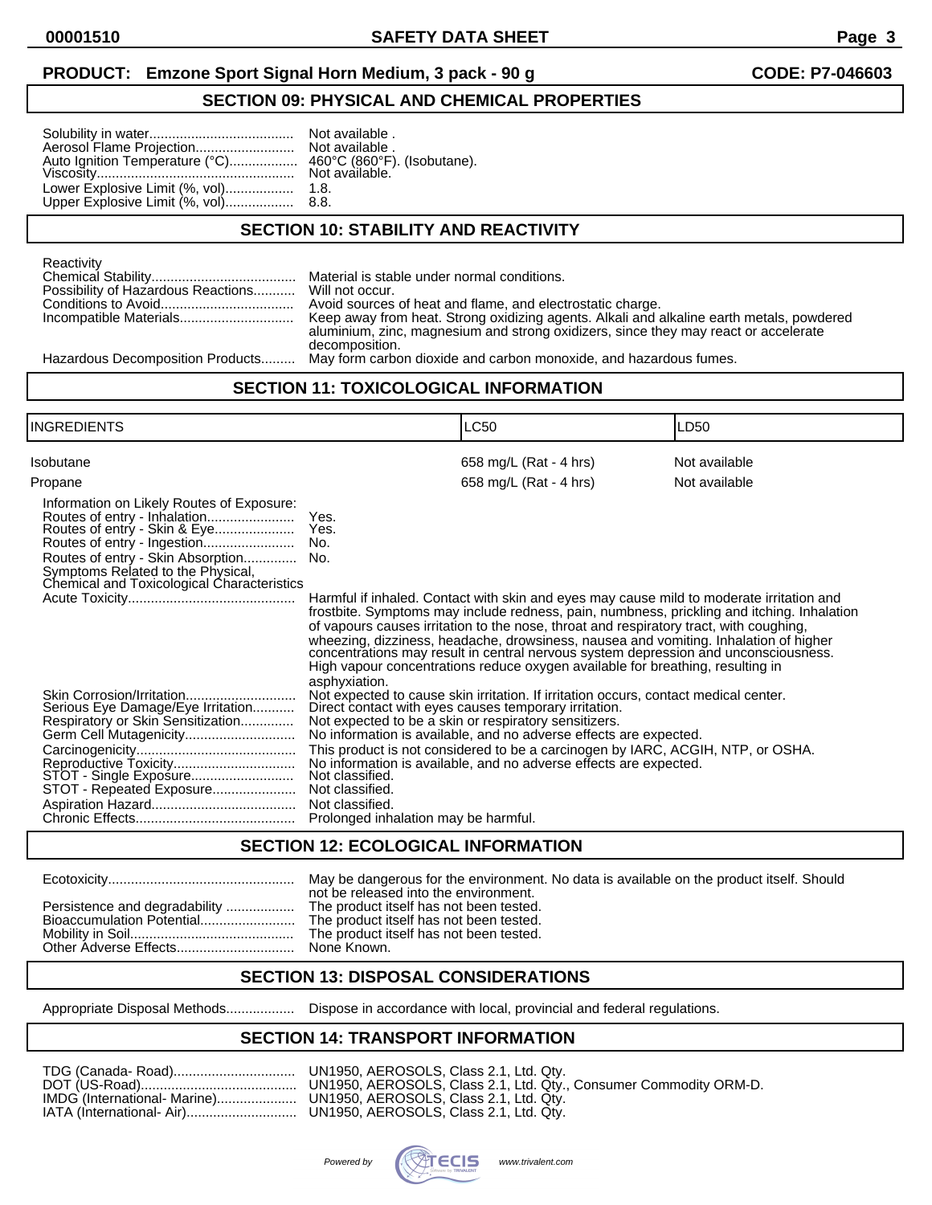**PRODUCT: Emzone Sport Signal Horn Medium, 3 pack - 90 g** **CODE: P7-046603**

## SECTION 09: PHYSICAL AND CHEMICAL PROPERTIES

Solubility in water...................................... Not available .
Aerosol Flame Projection.......................... Not available .
Auto Ignition Temperature (°C).................. 460°C (860°F). (Isobutane).
Viscosity.................................................... Not available.
Lower Explosive Limit (%, vol).................. 1.8.
Upper Explosive Limit (%, vol).................. 8.8.

## SECTION 10: STABILITY AND REACTIVITY

Reactivity
Chemical Stability...................................... Material is stable under normal conditions.
Possibility of Hazardous Reactions........... Will not occur.
Conditions to Avoid.................................. Avoid sources of heat and flame, and electrostatic charge.
Incompatible Materials.............................. Keep away from heat. Strong oxidizing agents. Alkali and alkaline earth metals, powdered aluminium, zinc, magnesium and strong oxidizers, since they may react or accelerate decomposition.
Hazardous Decomposition Products......... May form carbon dioxide and carbon monoxide, and hazardous fumes.

## SECTION 11: TOXICOLOGICAL INFORMATION

| INGREDIENTS | LC50 | LD50 |
|---|---|---|
| Isobutane | 658 mg/L (Rat - 4 hrs) | Not available |
| Propane | 658 mg/L (Rat - 4 hrs) | Not available |

Information on Likely Routes of Exposure:
Routes of entry - Inhalation....................... Yes.
Routes of entry - Skin & Eye..................... Yes.
Routes of entry - Ingestion........................ No.
Routes of entry - Skin Absorption.............. No.
Symptoms Related to the Physical, Chemical and Toxicological Characteristics
Acute Toxicity........................................... Harmful if inhaled. Contact with skin and eyes may cause mild to moderate irritation and frostbite. Symptoms may include redness, pain, numbness, prickling and itching. Inhalation of vapours causes irritation to the nose, throat and respiratory tract, with coughing, wheezing, dizziness, headache, drowsiness, nausea and vomiting. Inhalation of higher concentrations may result in central nervous system depression and unconsciousness. High vapour concentrations reduce oxygen available for breathing, resulting in asphyxiation.
Skin Corrosion/Irritation............................ Not expected to cause skin irritation. If irritation occurs, contact medical center.
Serious Eye Damage/Eye Irritation........... Direct contact with eyes causes temporary irritation.
Respiratory or Skin Sensitization.............. Not expected to be a skin or respiratory sensitizers.
Germ Cell Mutagenicity............................. No information is available, and no adverse effects are expected.
Carcinogenicity.......................................... This product is not considered to be a carcinogen by IARC, ACGIH, NTP, or OSHA.
Reproductive Toxicity................................ No information is available, and no adverse effects are expected.
STOT - Single Exposure........................... Not classified.
STOT - Repeated Exposure...................... Not classified.
Aspiration Hazard...................................... Not classified.
Chronic Effects.......................................... Prolonged inhalation may be harmful.

## SECTION 12: ECOLOGICAL INFORMATION

Ecotoxicity................................................. May be dangerous for the environment. No data is available on the product itself. Should not be released into the environment.
Persistence and degradability .................. The product itself has not been tested.
Bioaccumulation Potential......................... The product itself has not been tested.
Mobility in Soil........................................... The product itself has not been tested.
Other Adverse Effects............................... None Known.

## SECTION 13: DISPOSAL CONSIDERATIONS

Appropriate Disposal Methods.................. Dispose in accordance with local, provincial and federal regulations.

## SECTION 14: TRANSPORT INFORMATION

TDG (Canada- Road)................................ UN1950, AEROSOLS, Class 2.1, Ltd. Qty.
DOT (US-Road).......................................... UN1950, AEROSOLS, Class 2.1, Ltd. Qty., Consumer Commodity ORM-D.
IMDG (International- Marine)..................... UN1950, AEROSOLS, Class 2.1, Ltd. Qty.
IATA (International- Air)............................ UN1950, AEROSOLS, Class 2.1, Ltd. Qty.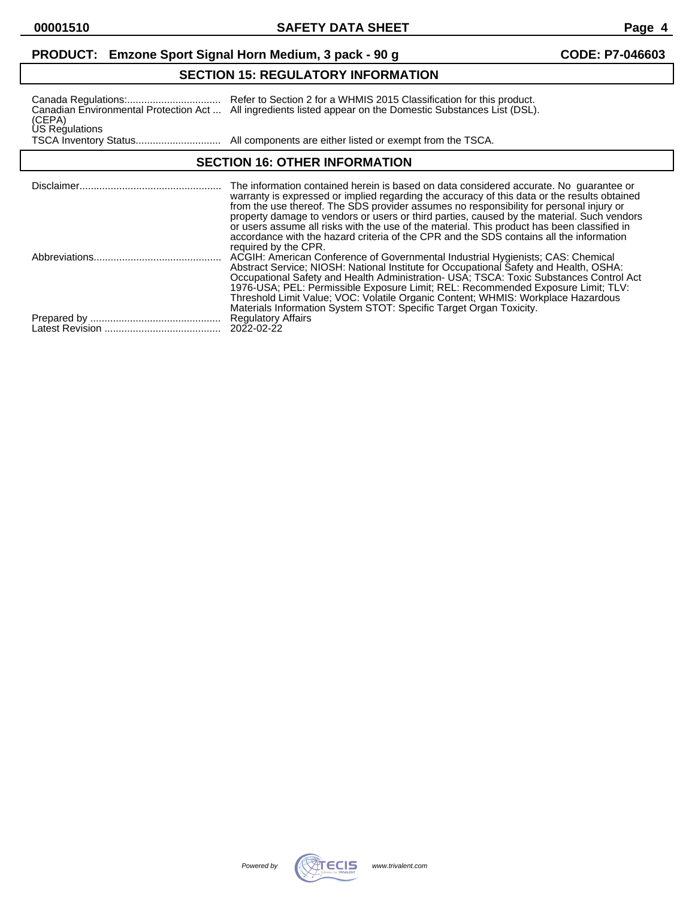**PRODUCT: Emzone Sport Signal Horn Medium, 3 pack - 90 g** **CODE: P7-046603**

## SECTION 15: REGULATORY INFORMATION

| | |
|---|---|
| Canada Regulations: | Refer to Section 2 for a WHMIS 2015 Classification for this product. |
| Canadian Environmental Protection Act (CEPA) | All ingredients listed appear on the Domestic Substances List (DSL). |
| US Regulations | |
| TSCA Inventory Status | All components are either listed or exempt from the TSCA. |

## SECTION 16: OTHER INFORMATION

| | |
|---|---|
| Disclaimer | The information contained herein is based on data considered accurate. No guarantee or warranty is expressed or implied regarding the accuracy of this data or the results obtained from the use thereof. The SDS provider assumes no responsibility for personal injury or property damage to vendors or users or third parties, caused by the material. Such vendors or users assume all risks with the use of the material. This product has been classified in accordance with the hazard criteria of the CPR and the SDS contains all the information required by the CPR. |
| Abbreviations | ACGIH: American Conference of Governmental Industrial Hygienists; CAS: Chemical Abstract Service; NIOSH: National Institute for Occupational Safety and Health, OSHA: Occupational Safety and Health Administration- USA; TSCA: Toxic Substances Control Act 1976-USA; PEL: Permissible Exposure Limit; REL: Recommended Exposure Limit; TLV: Threshold Limit Value; VOC: Volatile Organic Content; WHMIS: Workplace Hazardous Materials Information System STOT: Specific Target Organ Toxicity. |
| Prepared by | Regulatory Affairs |
| Latest Revision | 2022-02-22 |

*Powered by* TECIS *www.trivalent.com*